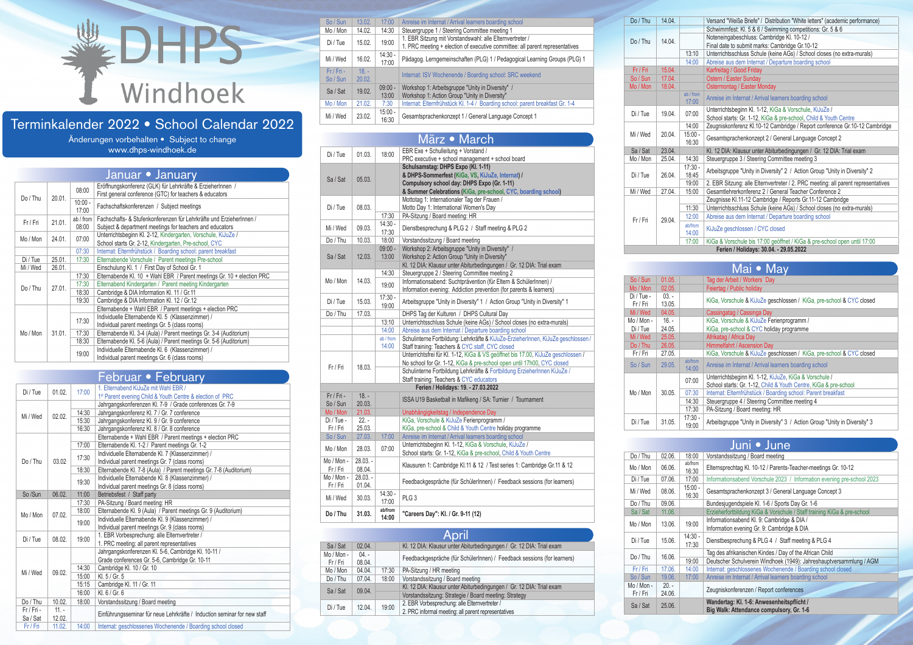# DHPS Windhoek

## Terminkalender 2022 • School Calendar 2022

Änderungen vorbehalten • Subject to change
www.dhps-windhoek.de

### Januar • January

| Tag | Datum | Zeit | Termin |
|---|---|---|---|
| Do / Thu | 20.01. | 08:00 | Eröffnungskonferenz (GLK) für Lehrkräfte & ErzieherInnen / First general conference (GTC) for teachers & educators |
| | | 10:00 - 17:00 | Fachschaftskonferenzen / Subject meetings |
| Fr / Fri | 21.01. | ab / from 08:00 | Fachschafts- & Stufenkonferenzen für Lehrkräfte und Erzieherinnen / Subject & department meetings for teachers and educators |
| Mo / Mon | 24.01. | 07:00 | Unterrichtsbeginn Kl. 2-12, Kindergarten, Vorschule, KiJuZe / School starts Gr. 2-12, Kindergarten, Pre-school, CYC |
| | | 07:30 | Internat: Elternfrühstück / Boarding school: parent breakfast |
| Di / Tue | 25.01. | 17:30 | Elternabende Vorschule / Parent meetings Pre-school |
| Mi / Wed | 26.01. | | Einschulung Kl. 1 / First Day of School Gr. 1 |
| Do / Thu | 27.01. | 17:30 | Elternabende Kl. 10 + Wahl EBR / Parent meetings Gr. 10 + election PRC |
| | | 17:30 | Elternabend Kindergarten / Parent meeting Kindergarten |
| | | 18:30 | Cambridge & DIA Information Kl. 11 / Gr.11 |
| | | 19:30 | Cambridge & DIA Information Kl. 12 / Gr.12 |
| Mo / Mon | 31.01. | | Elternabende + Wahl EBR / Parent meetings + election PRC |
| | | 17:30 | Individuelle Elternabende Kl. 5 (Klassenzimmer) / Individual parent meetings Gr. 5 (class rooms) |
| | | 17:30 | Elternabende Kl. 3-4 (Aula) / Parent meetings Gr. 3-4 (Auditorium) |
| | | 18:30 | Elternabende Kl. 5-6 (Aula) / Parent meetings Gr. 5-6 (Auditorium) |
| | | 19:00 | Individuelle Elternabende Kl. 6 (Klassenzimmer) / Individual parent meetings Gr. 6 (class rooms) |

### Februar • February

| Tag | Datum | Zeit | Termin |
|---|---|---|---|
| Di / Tue | 01.02. | 17:00 | 1. Elternabend KiJuZe mit Wahl EBR / 1st Parent evening Child & Youth Centre & election of PRC |
| Mi / Wed | 02.02. | | Jahrgangskonferenzen Kl. 7-9 / Grade conferences Gr. 7-9 |
| | | 14:30 | Jahrgangskonferenz Kl. 7 / Gr. 7 conference |
| | | 15:30 | Jahrgangskonferenz Kl. 9 / Gr. 9 conference |
| | | 16:30 | Jahrgangskonferenz Kl. 8 / Gr. 8 conference |
| Do / Thu | 03.02. | | Elternabende + Wahl EBR / Parent meetings + election PRC |
| | | 17:00 | Elternabende Kl. 1-2 / Parent meetings Gr. 1-2 |
| | | 17:30 | Individuelle Elternabende Kl. 7 (Klassenzimmer) / Individual parent meetings Gr. 7 (class rooms) |
| | | 18:30 | Elternabende Kl. 7-8 (Aula) / Parent meetings Gr. 7-8 (Auditorium) |
| | | 19:30 | Individuelle Elternabende Kl. 8 (Klassenzimmer) / Individual parent meetings Gr. 8 (class rooms) |
| So /Sun | 06.02. | 11:00 | Betriebsfest / Staff party |
| Mo / Mon | 07.02. | 17:30 | PA-Sitzung / Board meeting: HR |
| | | 18:00 | Elternabende Kl. 9 (Aula) / Parent meetings Gr. 9 (Auditorium) |
| | | 19:00 | Individuelle Elternabende Kl. 9 (Klassenzimmer) / Individual parent meetings Gr. 9 (class rooms) |
| Di / Tue | 08.02. | 19:00 | 1. EBR Vorbesprechung: alle Elternvertreter / 1. PRC meeting: all parent representatives |
| Mi / Wed | 09.02. | | Jahrgangskonferenzen Kl. 5-6, Cambridge Kl. 10-11 / Grade conferences Gr. 5-6, Cambridge Gr. 10-11 |
| | | 14:30 | Cambridge Kl. 10 / Gr. 10 |
| | | 15:00 | Kl. 5 / Gr. 5 |
| | | 15:15 | Cambridge Kl. 11 / Gr. 11 |
| | | 16:00 | Kl. 6 / Gr. 6 |
| Do / Thu | 10.02. | 18:00 | Vorstandssitzung / Board meeting |
| Fr / Fri - Sa / Sat | 11. - 12.02. | | Einführungsseminar für neue Lehrkräfte / Induction seminar for new staff |
| Fr / Fri | 11.02. | 14:00 | Internat: geschlossenes Wochenende / Boarding school closed |
| So / Sun | 13.02. | 17:00 | Anreise im Internat / Arrival learners boarding school |
| Mo / Mon | 14.02. | 14:30 | Steuergruppe 1 / Steering Committee meeting 1 |
| Di / Tue | 15.02. | 19:00 | 1. EBR Sitzung mit Vorstandswahl: alle Elternvertreter / 1. PRC meeting + election of executive committee: all parent representatives |
| Mi / Wed | 16.02. | 14:30 - 17:00 | Pädagog. Lerngemeinschaften (PLG) 1 / Pedagogical Learning Groups (PLG) 1 |
| Fr / Fri - So / Sun | 18. - 20.02. | | Internat: ISV Wochenende / Boarding school: SRC weekend |
| Sa / Sat | 19.02. | 09:00 - 13:00 | Workshop 1: Arbeitsgruppe "Unity in Diversity" / Workshop 1: Action Group "Unity in Diversity" |
| Mo / Mon | 21.02. | 7:30 | Internat: Elternfrühstück Kl. 1-4 / Boarding school: parent breakfast Gr. 1-4 |
| Mi / Wed | 23.02. | 15:00 - 16:30 | Gesamtsprachenkonzept 1 / General Language Concept 1 |

### März • March

| Tag | Datum | Zeit | Termin |
|---|---|---|---|
| Di / Tue | 01.03. | 18:00 | EBR Exe + Schulleitung + Vorstand / PRC executive + school management + school board |
| Sa / Sat | 05.03. | | **Schulsamstag: DHPS Expo (Kl. 1-11) & DHPS-Sommerfest (KiGa, VS, KiJuZe, Internat) / Compulsory school day: DHPS Expo (Gr. 1-11) & Summer Celebrations (KiGa, pre-school, CYC, boarding school)** |
| Di / Tue | 08.03. | | Mottotag 1: Internationaler Tag der Frauen / Motto Day 1: International Women's Day |
| | | 17:30 | PA-Sitzung / Board meeting: HR |
| Mi / Wed | 09.03. | 14:30 - 17:30 | Dienstbesprechung & PLG 2 / Staff meeting & PLG 2 |
| Do / Thu | 10.03. | 18:00 | Vorstandssitzung / Board meeting |
| Sa / Sat | 12.03. | 09:00 - 13:00 | Workshop 2: Arbeitsgruppe "Unity in Diversity" / Workshop 2: Action Group "Unity in Diversity" |
| Mo / Mon | 14.03. | | Kl. 12 DIA: Klausur unter Abiturbedingungen / Gr. 12 DIA: Trial exam |
| | | 14:30 | Steuergruppe 2 / Steering Committee meeting 2 |
| | | 19:00 | Informationsabend: Suchtprävention (für Eltern & SchülerInnen) / Information evening: Addiction prevention (for parents & learners) |
| Di / Tue | 15.03. | 17:30 - 19:00 | Arbeitsgruppe "Unity in Diversity" 1 / Action Group "Unity in Diversity" 1 |
| Do / Thu | 17.03. | | DHPS Tag der Kulturen / DHPS Cultural Day |
| | | 13:10 | Unterrichtsschluss Schule (keine AGs) / School closes (no extra-murals) |
| | | 14:00 | Abreise aus dem Internat / Departure boarding school |
| Fr / Fri | 18.03. | ab / from 14:00 | Schulinterne Fortbildung: Lehrkräfte & KiJuZe-ErzieherInnen, KiJuZe geschlossen / Staff training: Teachers & CYC staff, CYC closed |
| | | | Unterrichtsfrei für Kl. 1-12, KiGa & VS geöffnet bis 17.00, KiJuZe geschlossen / No school for Gr. 1-12, KiGa & pre-school open until 17h00, CYC closed |
| | | | Schulinterne Fortbildung Lehrkräfte & Fortbildung ErzieherInnen KiJuZe / Staff training: Teachers & CYC educators |
| | | | **Ferien / Holidays: 19. - 27.03.2022** |
| Fr / Fri - So / Sun | 18. - 20.03. | | ISSA U19 Basketball in Mafikeng / SA: Turnier / Tournament |
| Mo / Mon | 21.03. | | Unabhängigkeitstag / Independence Day |
| Di / Tue - Fr / Fri | 22. - 25.03. | | KiGa, Vorschule & KiJuZe Ferienprogramm / KiGa, pre-school & Child & Youth Centre holiday programme |
| So / Sun | 27.03. | 17:00 | Anreise im Internat / Arrival learners boarding school |
| Mo / Mon | 28.03. | 07:00 | Unterrichtsbeginn Kl. 1-12, KiGa & Vorschule, KiJuZe / School starts: Gr. 1-12, KiGa & pre-school, Child & Youth Centre |
| Mo / Mon - Fr / Fri | 28.03. - 08.04. | | Klausuren 1: Cambridge Kl.11 & 12 / Test series 1: Cambridge Gr.11 & 12 |
| Mo / Mon - Fr / Fri | 28.03. - 01.04. | | Feedbackgespräche (für SchülerInnen) / Feedback sessions (for learners) |
| Mi / Wed | 30.03. | 14:30 - 17:00 | PLG 3 |
| **Do / Thu** | **31.03.** | **ab/from 14:00** | **"Careers Day": Kl. / Gr. 9-11 (12)** |

### April

| Tag | Datum | Zeit | Termin |
|---|---|---|---|
| Sa / Sat | 02.04. | | Kl. 12 DIA: Klausur unter Abiturbedingungen / Gr. 12 DIA: Trial exam |
| Mo / Mon - Fr / Fri | 04. - 08.04. | | Feedbackgespräche (für SchülerInnen) / Feedback sessions (for learners) |
| Mo / Mon | 04.04. | 17:30 | PA-Sitzung / HR meeting |
| Do / Thu | 07.04. | 18:00 | Vorstandssitzung / Board meeting |
| Sa / Sat | 09.04. | | Kl. 12 DIA: Klausur unter Abiturbedingungen / Gr. 12 DIA: Trial exam |
| | | | Vorstandssitzung: Strategie / Board meeting: Strategy |
| Di / Tue | 12.04. | 19:00 | 2. EBR Vorbesprechung: alle Elternvertreter / 2. PRC informal meeting: all parent representatives |
| Do / Thu | 14.04. | | Versand "Weiße Briefe" / Distribution "White letters" (academic performance) |
| Do / Thu | 14.04. | | Schwimmfest: Kl. 5 & 6 / Swimming competitions: Gr. 5 & 6 |
| | | | Noteneingabeschluss: Cambridge Kl. 10-12 / Final date to submit marks: Cambridge Gr.10-12 |
| | | 13:10 | Unterrichtsschluss Schule (keine AGs) / School closes (no extra-murals) |
| | | 14:00 | Abreise aus dem Internat / Departure boarding school |
| Fr / Fri | 15.04. | | Karfreitag / Good Friday |
| So / Sun | 17.04. | | Ostern / Easter Sunday |
| Mo / Mon | 18.04. | | Ostermontag / Easter Monday |
| | | ab / from 17:00 | Anreise im Internat / Arrival learners boarding school |
| Di / Tue | 19.04. | 07:00 | Unterrichtsbeginn Kl. 1-12, KiGa & Vorschule, KiJuZe / School starts: Gr. 1-12, KiGa & pre-school, Child & Youth Centre |
| Mi / Wed | 20.04. | 14:00 | Zeugniskonferenz Kl.10-12 Cambridge / Report conference Gr.10-12 Cambridge |
| | | 15:00 - 16:30 | Gesamtsprachenkonzept 2 / General Language Concept 2 |
| Sa / Sat | 23.04. | | Kl. 12 DIA: Klausur unter Abiturbedingungen / Gr. 12 DIA: Trial exam |
| Mo / Mon | 25.04. | 14:30 | Steuergruppe 3 / Steering Committee meeting 3 |
| Di / Tue | 26.04. | 17:30 - 18:45 | Arbeitsgruppe "Unity in Diversity" 2 / Action Group "Unity in Diversity" 2 |
| | | 19:00 | 2. EBR Sitzung: alle Elternvertreter / 2. PRC meeting: all parent representatives |
| Mi / Wed | 27.04. | 15:00 | Gesamtlehrerkonferenz 2 / General Teacher Conference 2 |
| Fr / Fri | 29.04. | | Zeugnisse Kl.11-12 Cambridge / Reports Gr.11-12 Cambridge |
| | | 11:30 | Unterrichtsschluss Schule (keine AGs) / School closes (no extra-murals) |
| | | 12:00 | Abreise aus dem Internat / Departure boarding school |
| | | ab/from 14:00 | KiJuZe geschlossen / CYC closed |
| | | 17:00 | KiGa & Vorschule bis 17:00 geöffnet / KiGa & pre-school open until 17:00 |
| | | | **Ferien / Holidays: 30.04. - 29.05.2022** |

### Mai • May

| Tag | Datum | Zeit | Termin |
|---|---|---|---|
| So / Sun | 01.05. | | Tag der Arbeit / Workers' Day |
| Mo / Mon | 02.05. | | Feiertag / Public holiday |
| Di / Tue - Fr / Fri | 03. - 13.05. | | KiGa, Vorschule & KiJuZe geschlossen / KiGa, pre-school & CYC closed |
| Mi / Wed | 04.05. | | Cassingatag / Cassinga Day |
| Mo / Mon - Di / Tue | 16. - 24.05. | | KiGa, Vorschule & KiJuZe Ferienprogramm / KiGa, pre-school & CYC holiday programme |
| Mi / Wed | 25.05. | | Afrikatag / Africa Day |
| Do / Thu | 26.05. | | Himmelfahrt / Ascension Day |
| Fr / Fri | 27.05. | | KiGa, Vorschule & KiJuZe geschlossen / KiGa, pre-school & CYC closed |
| So / Sun | 29.05. | ab/from 14:00 | Anreise im Internat / Arrival learners boarding school |
| Mo / Mon | 30.05. | 07:00 | Unterrichtsbeginn Kl. 1-12, KiJuZe, KiGa & Vorschule / School starts: Gr. 1-12, Child & Youth Centre, KiGa & pre-school |
| | | 07:30 | Internat: Elternfrühstück / Boarding school: Parent breakfast |
| | | 14:30 | Steuergruppe 4 / Steering Committee meeting 4 |
| | | 17:30 | PA-Sitzung / Board meeting: HR |
| Di / Tue | 31.05. | 17:30 - 19:00 | Arbeitsgruppe "Unity in Diversity" 3 / Action Group "Unity in Diversity" 3 |

### Juni • June

| Tag | Datum | Zeit | Termin |
|---|---|---|---|
| Do / Thu | 02.06. | 18:00 | Vorstandssitzung / Board meeting |
| Mo / Mon | 06.06. | ab/from 16:30 | Elternsprechtag Kl. 10-12 / Parents-Teacher-meetings Gr. 10-12 |
| Di / Tue | 07.06. | 17:00 | Informationsabend Vorschule 2023 / Information evening pre-school 2023 |
| Mi / Wed | 08.06. | 15:00 - 16:30 | Gesamtsprachenkonzept 3 / General Language Concept 3 |
| Do / Thu | 09.06. | | Bundesjugendspiele Kl. 1-6 / Sports Day Gr. 1-6 |
| Sa / Sat | 11.06. | | Erzieherfortbildung KiGa & Vorschule / Staff training KiGa & pre-school |
| Mo / Mon | 13.06. | 19:00 | Informationsabend Kl. 9: Cambridge & DIA / Information evening Gr. 9: Cambridge & DIA |
| Di / Tue | 15.06. | 14:30 - 17:30 | Dienstbesprechung & PLG 4 / Staff meeting & PLG 4 |
| Do / Thu | 16.06. | | Tag des afrikanischen Kindes / Day of the African Child |
| | | 19:00 | Deutscher Schulverein Windhoek (1949): Jahreshauptversammlung / AGM |
| Fr / Fri | 17.06. | 14:00 | Internat: geschlossenes Wochenende / Boarding school closed |
| So / Sun | 19.06. | 17:00 | Anreise im Internat / Arrival learners boarding school |
| Mo / Mon - Fr / Fri | 20. - 24.06. | | Zeugniskonferenzen / Report conferences |
| Sa / Sat | 25.06. | | **Wandertag: Kl. 1-6: Anwesenheitspflicht / Big Walk: Attendance compulsory, Gr. 1-6** |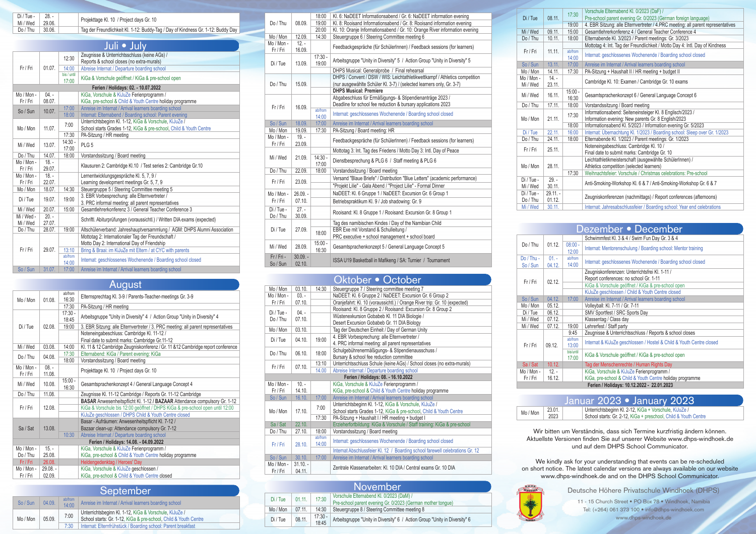| | | | |
|---|---|---|---|
| Di / Tue - Mi / Wed | 28. - 29.06. | | Projekttage Kl. 10 / Project days Gr. 10 |
| Do / Thu | 30.06. | | Tag der Freundlichkeit Kl. 1-12: Buddy-Tag / Day of Kindness Gr. 1-12: Buddy Day |

## Juli • July

| | | | |
|---|---|---|---|
| Fr / Fri | 01.07. | 12:30 | Zeugnisse & Unterrichtsschluss (keine AGs) / Reports & school closes (no extra-murals) |
| | | 14:00 | Abreise Internat / Departure boarding school |
| | | bis / until 17:00 | KiGa & Vorschule geöffnet / KiGa & pre-school open |
| | | | **Ferien / Holidays: 02. - 10.07.2022** |
| Mo / Mon - Fr / Fri | 04. - 08.07. | | KiGa, Vorschule & KiJuZe Ferienprogramm / KiGa, pre-school & Child & Youth Centre holiday programme |
| So / Sun | 10.07. | 17:00 | Anreise im Internat / Arrival learners boarding school |
| | | 18:00 | Internat: Elternabend / Boarding school: Parent evening |
| Mo / Mon | 11.07. | 7:00 | Unterrichtsbeginn Kl. 1-12, KiGa & Vorschule, KiJuZe / School starts Grades 1-12, KiGa & pre-school, Child & Youth Centre |
| | | 17:30 | PA-Sitzung / HR meeting |
| Mi / Wed | 13.07. | 14:30 - 17:00 | PLG 5 |
| Do / Thu | 14.07. | 18:00 | Vorstandssitzung / Board meeting |
| Mo / Mon - Fr / Fri | 18. - 29.07. | | Klausuren 2: Cambridge Kl.10 / Test series 2: Cambridge Gr.10 |
| Mo / Mon - Fr / Fri | 18. - 22.07. | | Lernentwicklungsgespräche Kl. 5, 7, 9 / Learning development meetings Gr. 5, 7, 9 |
| Mo / Mon | 18.07. | 14:30 | Steuergruppe 5 / Steering Committee meeting 5 |
| Di / Tue | 19.07. | 19:00 | 3. EBR Vorbesprechung: alle Elternvertreter / 3. PRC informal meeting: all parent representatives |
| Mi / Wed | 20.07. | 15:00 | Gesamtlehrerkonferenz 3 / General Teacher Conference 3 |
| Mi / Wed - Mi / Wed | 20. - 27.07. | | Schriftl. Abiturprüfungen (voraussichtl.) / Written DIA exams (expected) |
| Do / Thu | 28.07. | 19:00 | Altschülerverband: Jahreshauptversammlung / AGM: DHPS Alumni Association |
| Fr / Fri | 29.07. | | Mottotag 2: Internationaler Tag der Freundschaft / Motto Day 2: International Day of Friendship |
| | | 13:10 | Bring & Braai: im KiJuZe mit Eltern / at CYC with parents |
| | | ab/from 14:00 | Internat: geschlossenes Wochenende / Boarding school closed |
| So / Sun | 31.07. | 17:00 | Anreise im Internat / Arrival learners boarding school |

## August

| | | | |
|---|---|---|---|
| Mo / Mon | 01.08. | ab/from 16:30 | Elternsprechtag Kl. 3-9 / Parents-Teacher-meetings Gr. 3-9 |
| | | 17:30 | PA-Sitzung / HR meeting |
| Di / Tue | 02.08. | 17:30 - 18:45 | Arbeitsgruppe "Unity in Diversity" 4 / Action Group "Unity in Diversity" 4 |
| | | 19:00 | 3. EBR Sitzung: alle Elternvertreter / 3. PRC meeting: all parent representatives |
| | | | Noteneingabeschluss: Cambridge Kl. 11-12 / Final date to submit marks: Cambridge Gr.11-12 |
| Mi / Wed | 03.08. | 14:00 | Kl. 11 & 12 Cambridge Zeugniskonferenz / Gr. 11 &12 Cambridge report conference |
| Do / Thu | 04.08. | 17:30 | Elternabend: KiGa / Parent evening: KiGa |
| | | 18:00 | Vorstandssitzung / Board meeting |
| Mo / Mon - Fr / Fri | 08. - 11.08. | | Projekttage Kl. 10 / Project days Gr. 10 |
| Mi / Wed | 10.08. | 15:00 - 16:30 | Gesamtsprachenkonzept 4 / General Language Concept 4 |
| Do / Thu | 11.08. | | Zeugnisse Kl. 11-12 Cambridge / Reports Gr. 11-12 Cambridge |
| Fr / Fri | 12.08. | | **BASAR** Anwesenheitspflicht Kl. 1-12 / **BAZAAR** Attendance compulsory Gr. 1-12 |
| | | | KiGa & Vorschule bis 12:00 geöffnet / DHPS KiGa & pre-school open until 12:00 |
| | | | KiJuZe geschlossen / DHPS Child & Youth Centre closed |
| Sa / Sat | 13.08. | | Basar - Aufräumen: Anwesenheitspflicht Kl. 7-12 / Bazaar clean-up: Attendance compulsory Gr. 7-12 |
| | | 10:30 | Abreise Internat / Departure boarding school |
| | | | **Ferien / Holidays: 14.08. - 04.09.2022** |
| Mo / Mon - Do / Thu | 15. - 25.08. | | KiGa, Vorschule & KiJuZe Ferienprogramm / KiGa, pre-school & Child & Youth Centre holiday programme |
| Fr / Fri | 26.08. | | Heldengedenktag / Heroes' Day |
| Mo / Mon - Fr / Fri | 29.08. - 02.09. | | KiGa, Vorschule & KiJuZe geschlossen / KiGa, pre-school & Child & Youth Centre closed |

## September

| | | | |
|---|---|---|---|
| So / Sun | 04.09. | ab/from 14:00 | Anreise im Internat / Arrival learners boarding school |
| Mo / Mon | 05.09. | 7:00 | Unterrichtsbeginn Kl. 1-12, KiGa & Vorschule, KiJuZe / School starts: Gr. 1-12, KiGa & pre-school, Child & Youth Centre |
| | | 7:30 | Internat: Elternfrühstück / Boarding school: Parent breakfast |
| Do / Thu | 08.09. | 18:00 | Kl. 6: NaDEET Informationsabend / Gr. 6: NaDEET information evening |
| | | 19:00 | Kl. 8: Rooisand Informationsabend / Gr. 8: Rooisand information evening |
| | | 20:00 | Kl. 10: Oranje Informationsabend / Gr. 10: Orange River information evening |
| Mo / Mon | 12.09. | 14:30 | Steuergruppe 6 / Steering Committee meeting 6 |
| Mo / Mon - Fr / Fri | 12. - 16.09. | | Feedbackgespräche (für SchülerInnen) / Feedback sessions (for learners) |
| Di / Tue | 13.09. | 17:30 - 19:00 | Arbeitsgruppe "Unity in Diversity" 5 / Action Group "Unity in Diversity" 5 |
| | | | DHPS Musical: Generalprobe / Final rehearsal |
| Do / Thu | 15.09. | | DHPS / Convent / DSW / WIS: Leichtathletikwettkampf / Athletics competition (nur ausgewählte Schüler Kl. 3-7) / (selected learners only, Gr. 3-7) |
| | | | **DHPS Musical: Premiere** |
| Fr / Fri | 16.09. | | Abgabeschluss für Ermäßigungs- & Stipendienanträge 2023 / Deadline for school fee reduction & bursary applications 2023 |
| | | ab/from 14:00 | Internat: geschlossenes Wochenende / Boarding school closed |
| So / Sun | 18.09. | 17:00 | Anreise im Internat / Arrival learners boarding school |
| Mo / Mon | 19.09. | 17:30 | PA-Sitzung / Board meeting: HR |
| Mo / Mon - Fr / Fri | 19. - 23.09. | | Feedbackgespräche (für SchülerInnen) / Feedback sessions (for learners) |
| Mi / Wed | 21.09. | | Mottotag 3: Int. Tag des Friedens / Motto Day 3: Intl. Day of Peace |
| | | 14:30 - 17:00 | Dienstbesprechung & PLG 6 / Staff meeting & PLG 6 |
| Do / Thu | 22.09. | 18:00 | Vorstandssitzung / Board meeting |
| Fr / Fri | 23.09. | | Versand "Blaue Briefe" / Distribution "Blue Letters" (academic performance) |
| | | | "Projekt Lilie" - Gala Abend / "Project Lilie" - Formal Dinner |
| Mo / Mon - Fr / Fri | 26.09. - 07.10. | | NaDEET: Kl. 6 Gruppe 1 / NaDEET: Excursion Gr. 6 Group 1 |
| | | | Betriebspraktikum Kl. 9 / Job shadowing: Gr. 9 |
| Di / Tue - Do / Thu | 27. - 30.09. | | Rooisand: Kl. 8 Gruppe 1 / Rooisand: Excursion Gr. 8 Group 1 |
| Di / Tue | 27.09. | 18:00 | Tag des namibischen Kindes / Day of the Namibian Child |
| | | | EBR Exe mit Vorstand & Schulleitung / PRC executive + school management + school board |
| Mi / Wed | 28.09. | 15:00 - 16:30 | Gesamtsprachenkonzept 5 / General Language Concept 5 |
| Fr / Fri - So / Sun | 30.09. - 02.10. | | ISSA U19 Basketball in Mafikeng / SA: Turnier / Tournament |

## Oktober • October

| | | | |
|---|---|---|---|
| Mo / Mon | 03.10. | 14:30 | Steuergruppe 7 / Steering committee meeting 7 |
| Mo / Mon - Fr / Fri | 03. - 07.10. | | NaDEET: Kl. 6 Gruppe 2 / NaDEET: Excursion Gr. 6 Group 2 |
| | | | Oranjefahrt: Kl. 10 (voraussichtl.) / Orange River trip: Gr. 10 (expected) |
| Di / Tue - Do / Thu | 04. - 07.10. | | Rooisand: Kl. 8 Gruppe 2 / Rooisand: Excursion Gr. 8 Group 2 |
| | | | Wüstenexkursion Gobabeb Kl. 11 Biologie / Desert Excursion Gobabeb Gr. 11 DIA Biology |
| Mo / Mon | 03.10. | | Tag der Deutschen Einheit / Day of German Unity |
| Di / Tue | 04.10. | 19:00 | 4. EBR Vorbesprechung: alle Elternvertreter / 4. PRC informal meeting: all parent representatives |
| Do / Thu | 06.10. | 18:00 | Schulgebührenermäßigungs- & Stipendienausschuss / Bursary & school fee reduction committee |
| Fr / Fri | 07.10. | 13:10 | Unterrichtsschluss Schule (keine AGs) / School closes (no extra-murals) |
| | | 14.00 | Abreise Internat / Departure boarding school |
| | | | **Ferien / Holidays: 08. - 16.10.2022** |
| Mo / Mon - Fr / Fri | 10. - 14.10. | | KiGa, Vorschule & KiJuZe Ferienprogramm / KiGa, pre-school & Child & Youth Centre holiday programme |
| So / Sun | 16.10. | 17:00 | Anreise im Internat / Arrival learners boarding school |
| Mo / Mon | 17.10. | 7:00 | Unterrichtsbeginn Kl. 1-12, KiGa & Vorschule, KiJuZe / School starts Grades 1-12, KiGa & pre-school, Child & Youth Centre |
| | | 17:30 | PA-Sitzung + Haushalt I / HR meeting + budget I |
| Sa / Sat | 22.10. | | Erzieherfortbildung: KiGa & Vorschule / Staff training: KiGa & pre-school |
| Do / Thu | 27.10. | 18:00 | Vorstandssitzung / Board meeting |
| Fr / Fri | 28.10. | ab/from 14:00 | Internat: geschlossenes Wochenende / Boarding school closed |
| | | | Internat Abschlussfeier Kl. 12 / Boarding school farewell celebrations Gr. 12 |
| So / Sun | 30.10. | 17:00 | Anreise im Internat / Arrival learners boarding school |
| Mo / Mon - Fr / Fri | 31.10. - 04.11. | | Zentrale Klassenarbeiten: Kl. 10 DIA / Central exams Gr. 10 DIA |

## November

| | | | |
|---|---|---|---|
| Di / Tue | 01.11. | 17:30 | Vorschule Elternabend Kl. 0/2023 (DaM) / Pre-school parent evening Gr. 0/2023 (German mother tongue) |
| Mo / Mon | 07.11. | 14:30 | Steuergruppe 8 / Steering Committee meeting 8 |
| Di / Tue | 08.11. | 17:30 - 18:45 | Arbeitsgruppe "Unity in Diversity" 6 / Action Group "Unity in Diversity" 6 |
| | | 17:30 | Vorschule Elternabend Kl. 0/2023 (DaF) / Pre-school parent evening Gr. 0/2023 (German foreign language) |
| | | 19:00 | 4. EBR Sitzung: alle Elternvertreter / 4.PRC meeting: all parent representatives |
| Mi / Wed | 09.11. | 15:00 | Gesamtlehrerkonferenz 4 / General Teacher Conference 4 |
| Do / Thu | 10.11. | 18:00 | Elternabende Kl. 3/2023 / Parent meetings: Gr. 3/2023 |
| Fr / Fri | 11.11. | | Mottotag 4: Int. Tag der Freundlichkeit / Motto Day 4: Intl. Day of Kindness |
| | | ab/from 14:00 | Internat: geschlossenes Wochenende / Boarding school closed |
| So / Sun | 13.11. | 17:00 | Anreise im Internat / Arrival learners boarding school |
| Mo / Mon | 14.11. | 17:30 | PA-Sitzung + Haushalt II / HR meeting + budget II |
| Mo / Mon - Mi / Wed | 14. - 23.11. | | Cambridge Kl. 10: Examen / Cambridge Gr. 10 exams |
| Mi / Wed | 16.11. | 15:00 - 16:30 | Gesamtsprachenkonzept 6 / General Language Concept 6 |
| Do / Thu | 17.11. | 18:00 | Vorstandssitzung / Board meeting |
| Mo / Mon | 21.11. | 17:30 | Informationsabend: Seiteneinsteiger Kl. 8 Englisch/2023 / Information evening: New parents Gr. 8 English/2023 |
| | | 18:00 | Informationsabend Kl. 5/2023 / Information evening Gr. 5/2023 |
| Di / Tue | 22.11. | 16:00 | Internat: Übernachtung Kl. 1/2023 / Boarding school: Sleep over Gr. 1/2023 |
| Do / Thu | 24.11. | 18:00 | Elternabende Kl. 1/2023 / Parent meetings: Gr. 1/2023 |
| Fr / Fri | 25.11. | | Noteneingabeschluss: Cambridge Kl. 10 / Final date to submit marks: Cambridge Gr. 10 |
| Mo / Mon | 28.11. | | Leichtathletikmeisterschaft (ausgewählte SchülerInnen) / Athletics competition (selected learners) |
| | | 17:30 | Weihnachtsfeier: Vorschule / Christmas celebrations: Pre-school |
| Di / Tue - Mi / Wed | 29. - 30.11. | | Anti-Smoking-Workshop Kl. 6 & 7 / Anti-Smoking-Workshop Gr. 6 & 7 |
| Di / Tue - Do / Thu | 29.11. - 01.12. | | Zeugniskonferenzen (nachmittags) / Report conferences (afternoons) |
| Mi / Wed | 30.11. | | Internat: Jahresabschlussfeier / Boarding school: Year end celebrations |

## Dezember • December

| | | | |
|---|---|---|---|
| Do / Thu | 01.12. | | Schwimmfest Kl. 3 & 4 / Swim Fun Day Gr. 3 & 4 |
| | | 08:00 - 12:00 | Internat: Mentorenschulung / Boarding school: Mentor training |
| Do / Thu - So / Sun | 01. - 04.12. | ab/from 14:00 | Internat: geschlossenes Wochenende / Boarding school closed |
| Fr / Fri | 02.12. | | Zeugniskonferenzen: Unterrichtsfrei Kl. 1-11 / Report conferences: no school Gr. 1-11 |
| | | | KiGa & Vorschule geöffnet / KiGa & pre-school open |
| | | | KiJuZe geschlossen / Child & Youth Centre closed |
| So / Sun | 04.12. | 17:00 | Anreise im Internat / Arrival learners boarding school |
| Mo / Mon | 05.12. | | Volleyball: Kl. 7-11 / Gr. 7-11 |
| Di / Tue | 06.12. | | SMV Sportfest / SRC Sports Day |
| Mi / Wed | 07.12. | | Klassentag / Class day |
| Mi / Wed | 07.12. | 19:00 | Lehrerfest / Staff party |
| Fr / Fri | 09.12. | 9:45 | Zeugnisse & Unterrichtsschluss / Reports & school closes |
| | | ab/from 13:00 | Internat & KiJuZe geschlossen / Hostel & Child & Youth Centre closed |
| | | bis/until 17:00 | KiGa & Vorschule geöffnet / KiGa & pre-school open |
| Sa / Sat | 10.12. | | Tag der Menschenrechte / Human Rights Day |
| Mo / Mon - Fr / Fri | 12. - 16.12. | | KiGa, Vorschule & KiJuZe Ferienprogramm / KiGa, pre-school & Child & Youth Centre holiday programme |
| | | | **Ferien / Holidays: 10.12.2022 - 22.01.2023** |

## Januar 2023 • January 2023

| | | | |
|---|---|---|---|
| Mo / Mon | 23.01. 2023 | | Unterrichtsbeginn Kl. 2-12, KiGa + Vorschule, KiJuZe / School starts: Gr. 2-12, KiGa + preschool, Child & Youth Centre |

Wir bitten um Verständnis, dass sich Termine kurzfristig ändern können. Aktuellste Versionen finden Sie auf unserer Website www.dhps-windhoek.de und auf dem DHPS School Communicator.

We kindly ask for your understanding that events can be re-scheduled on short notice. The latest calendar versions are always available on our website www.dhps-windhoek.de and on the DHPS School Communicator.

Deutsche Höhere Privatschule Windhoek (DHPS)

11 - 15 Church Street • PO Box 78 • Windhoek, Namibia
Tel: (+264) 061 373 100 • info@dhps-windhoek.com
www.dhps-windhoek.de